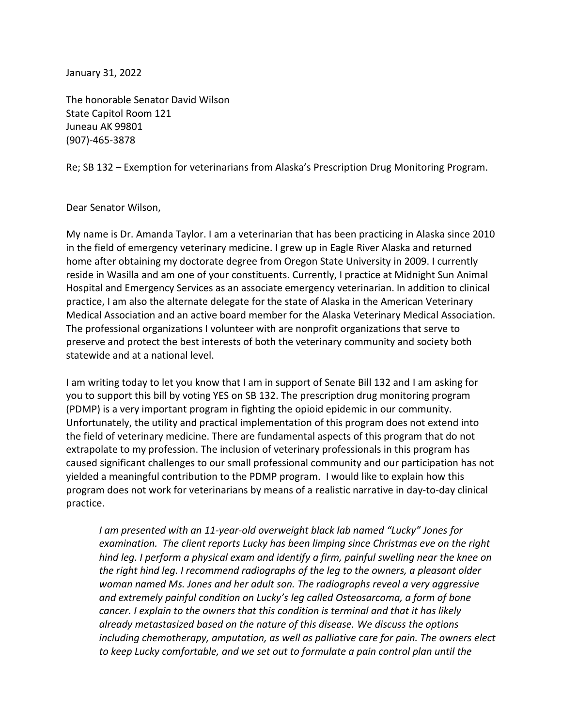January 31, 2022

The honorable Senator David Wilson
State Capitol Room 121
Juneau AK 99801
(907)-465-3878

Re; SB 132 – Exemption for veterinarians from Alaska's Prescription Drug Monitoring Program.

Dear Senator Wilson,

My name is Dr. Amanda Taylor. I am a veterinarian that has been practicing in Alaska since 2010 in the field of emergency veterinary medicine. I grew up in Eagle River Alaska and returned home after obtaining my doctorate degree from Oregon State University in 2009. I currently reside in Wasilla and am one of your constituents. Currently, I practice at Midnight Sun Animal Hospital and Emergency Services as an associate emergency veterinarian. In addition to clinical practice, I am also the alternate delegate for the state of Alaska in the American Veterinary Medical Association and an active board member for the Alaska Veterinary Medical Association. The professional organizations I volunteer with are nonprofit organizations that serve to preserve and protect the best interests of both the veterinary community and society both statewide and at a national level.

I am writing today to let you know that I am in support of Senate Bill 132 and I am asking for you to support this bill by voting YES on SB 132. The prescription drug monitoring program (PDMP) is a very important program in fighting the opioid epidemic in our community. Unfortunately, the utility and practical implementation of this program does not extend into the field of veterinary medicine. There are fundamental aspects of this program that do not extrapolate to my profession. The inclusion of veterinary professionals in this program has caused significant challenges to our small professional community and our participation has not yielded a meaningful contribution to the PDMP program. I would like to explain how this program does not work for veterinarians by means of a realistic narrative in day-to-day clinical practice.

> *I am presented with an 11-year-old overweight black lab named "Lucky" Jones for examination. The client reports Lucky has been limping since Christmas eve on the right hind leg. I perform a physical exam and identify a firm, painful swelling near the knee on the right hind leg. I recommend radiographs of the leg to the owners, a pleasant older woman named Ms. Jones and her adult son. The radiographs reveal a very aggressive and extremely painful condition on Lucky's leg called Osteosarcoma, a form of bone cancer. I explain to the owners that this condition is terminal and that it has likely already metastasized based on the nature of this disease. We discuss the options including chemotherapy, amputation, as well as palliative care for pain. The owners elect to keep Lucky comfortable, and we set out to formulate a pain control plan until the*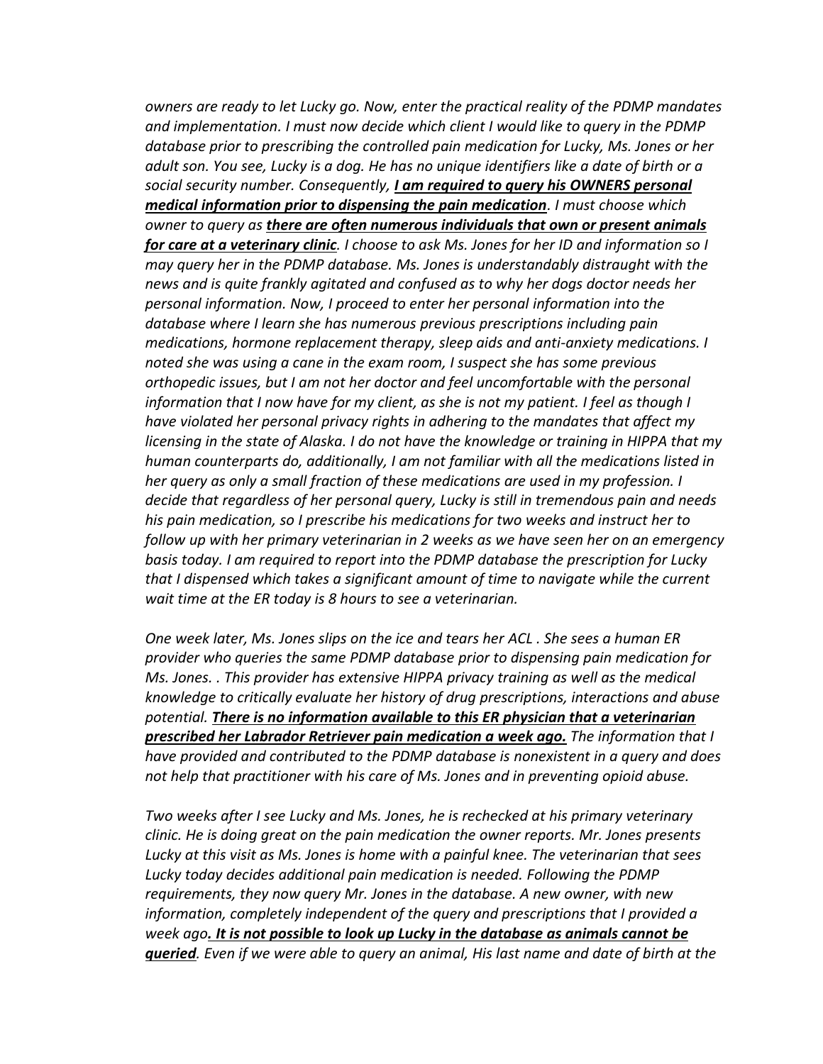*owners are ready to let Lucky go. Now, enter the practical reality of the PDMP mandates and implementation. I must now decide which client I would like to query in the PDMP database prior to prescribing the controlled pain medication for Lucky, Ms. Jones or her adult son. You see, Lucky is a dog. He has no unique identifiers like a date of birth or a social security number. Consequently, **I am required to query his OWNERS personal medical information prior to dispensing the pain medication**. I must choose which owner to query as **there are often numerous individuals that own or present animals for care at a veterinary clinic**. I choose to ask Ms. Jones for her ID and information so I may query her in the PDMP database. Ms. Jones is understandably distraught with the news and is quite frankly agitated and confused as to why her dogs doctor needs her personal information. Now, I proceed to enter her personal information into the database where I learn she has numerous previous prescriptions including pain medications, hormone replacement therapy, sleep aids and anti-anxiety medications. I noted she was using a cane in the exam room, I suspect she has some previous orthopedic issues, but I am not her doctor and feel uncomfortable with the personal information that I now have for my client, as she is not my patient. I feel as though I have violated her personal privacy rights in adhering to the mandates that affect my licensing in the state of Alaska. I do not have the knowledge or training in HIPPA that my human counterparts do, additionally, I am not familiar with all the medications listed in her query as only a small fraction of these medications are used in my profession. I decide that regardless of her personal query, Lucky is still in tremendous pain and needs his pain medication, so I prescribe his medications for two weeks and instruct her to follow up with her primary veterinarian in 2 weeks as we have seen her on an emergency basis today. I am required to report into the PDMP database the prescription for Lucky that I dispensed which takes a significant amount of time to navigate while the current wait time at the ER today is 8 hours to see a veterinarian.*

*One week later, Ms. Jones slips on the ice and tears her ACL . She sees a human ER provider who queries the same PDMP database prior to dispensing pain medication for Ms. Jones. . This provider has extensive HIPPA privacy training as well as the medical knowledge to critically evaluate her history of drug prescriptions, interactions and abuse potential. **There is no information available to this ER physician that a veterinarian prescribed her Labrador Retriever pain medication a week ago.** The information that I have provided and contributed to the PDMP database is nonexistent in a query and does not help that practitioner with his care of Ms. Jones and in preventing opioid abuse.*

*Two weeks after I see Lucky and Ms. Jones, he is rechecked at his primary veterinary clinic. He is doing great on the pain medication the owner reports. Mr. Jones presents Lucky at this visit as Ms. Jones is home with a painful knee. The veterinarian that sees Lucky today decides additional pain medication is needed. Following the PDMP requirements, they now query Mr. Jones in the database. A new owner, with new information, completely independent of the query and prescriptions that I provided a week ago**. It is not possible to look up Lucky in the database as animals cannot be queried**. Even if we were able to query an animal, His last name and date of birth at the*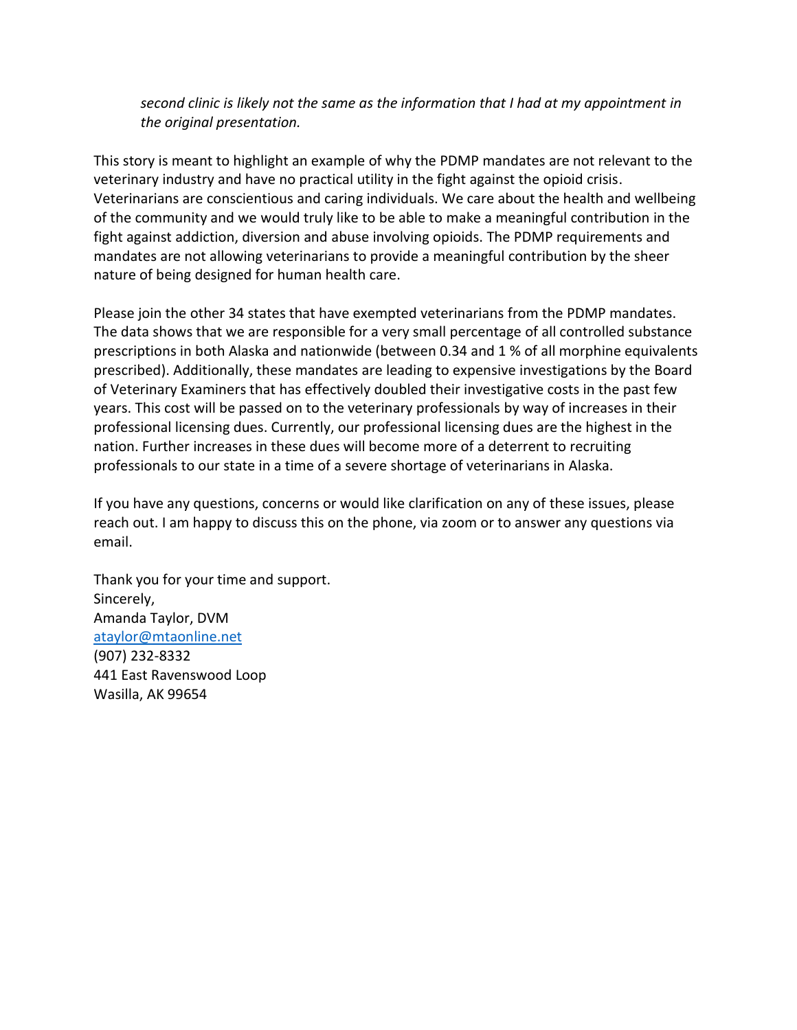*second clinic is likely not the same as the information that I had at my appointment in the original presentation.*

This story is meant to highlight an example of why the PDMP mandates are not relevant to the veterinary industry and have no practical utility in the fight against the opioid crisis. Veterinarians are conscientious and caring individuals. We care about the health and wellbeing of the community and we would truly like to be able to make a meaningful contribution in the fight against addiction, diversion and abuse involving opioids. The PDMP requirements and mandates are not allowing veterinarians to provide a meaningful contribution by the sheer nature of being designed for human health care.

Please join the other 34 states that have exempted veterinarians from the PDMP mandates. The data shows that we are responsible for a very small percentage of all controlled substance prescriptions in both Alaska and nationwide (between 0.34 and 1 % of all morphine equivalents prescribed). Additionally, these mandates are leading to expensive investigations by the Board of Veterinary Examiners that has effectively doubled their investigative costs in the past few years. This cost will be passed on to the veterinary professionals by way of increases in their professional licensing dues. Currently, our professional licensing dues are the highest in the nation. Further increases in these dues will become more of a deterrent to recruiting professionals to our state in a time of a severe shortage of veterinarians in Alaska.

If you have any questions, concerns or would like clarification on any of these issues, please reach out. I am happy to discuss this on the phone, via zoom or to answer any questions via email.

Thank you for your time and support.
Sincerely,
Amanda Taylor, DVM
ataylor@mtaonline.net
(907) 232-8332
441 East Ravenswood Loop
Wasilla, AK 99654